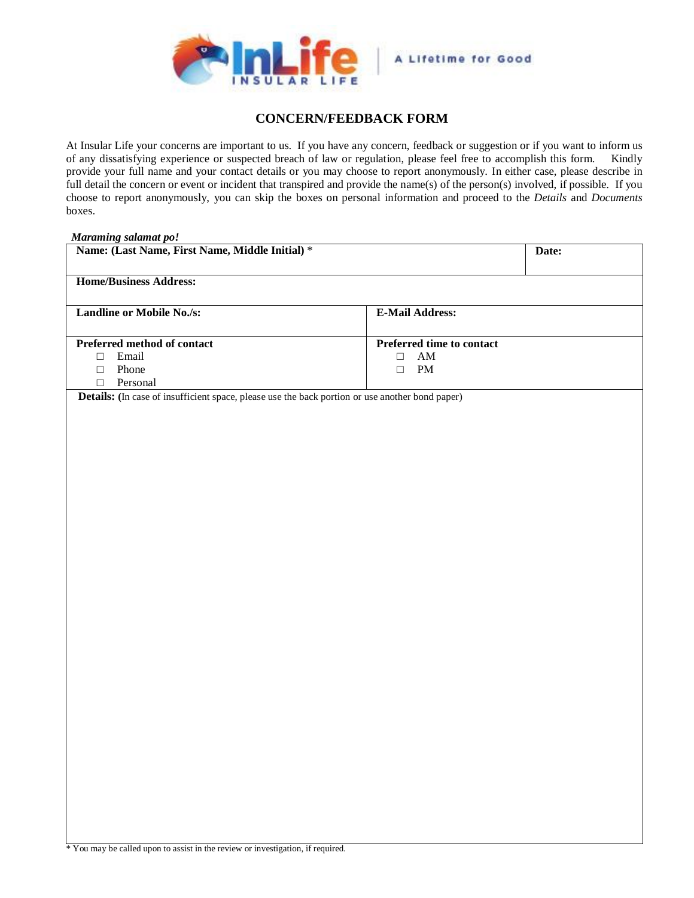# CONCERN/FEEDBACK FORM

At Insular Life your concerns are important to us. If you have any concern, feedback or suggestion or if you want to inform us of any dissatisfying experience or suspected breach of law or regulation, please feel free to accomplish this form. Kindly provide your full name and your contact details or you may choose to report anonymously. In either case, please describe in full detail the concern or event or incident that transpired and provide the name(s) of the person(s) involved, if possible. If you choose to report anonymously, you can skip the boxes on personal information and proceed to the *Details* and *Documents* boxes.

***Maraming salamat po!***

| **Name: (Last Name, First Name, Middle Initial)** * | | **Date:** |
|---|---|---|
| **Home/Business Address:** | | |
| **Landline or Mobile No./s:** | **E-Mail Address:** | |
| **Preferred method of contact**<br>□ Email<br>□ Phone<br>□ Personal | **Preferred time to contact**<br>□ AM<br>□ PM | |

**Details:** (In case of insufficient space, please use the back portion or use another bond paper)

\* You may be called upon to assist in the review or investigation, if required.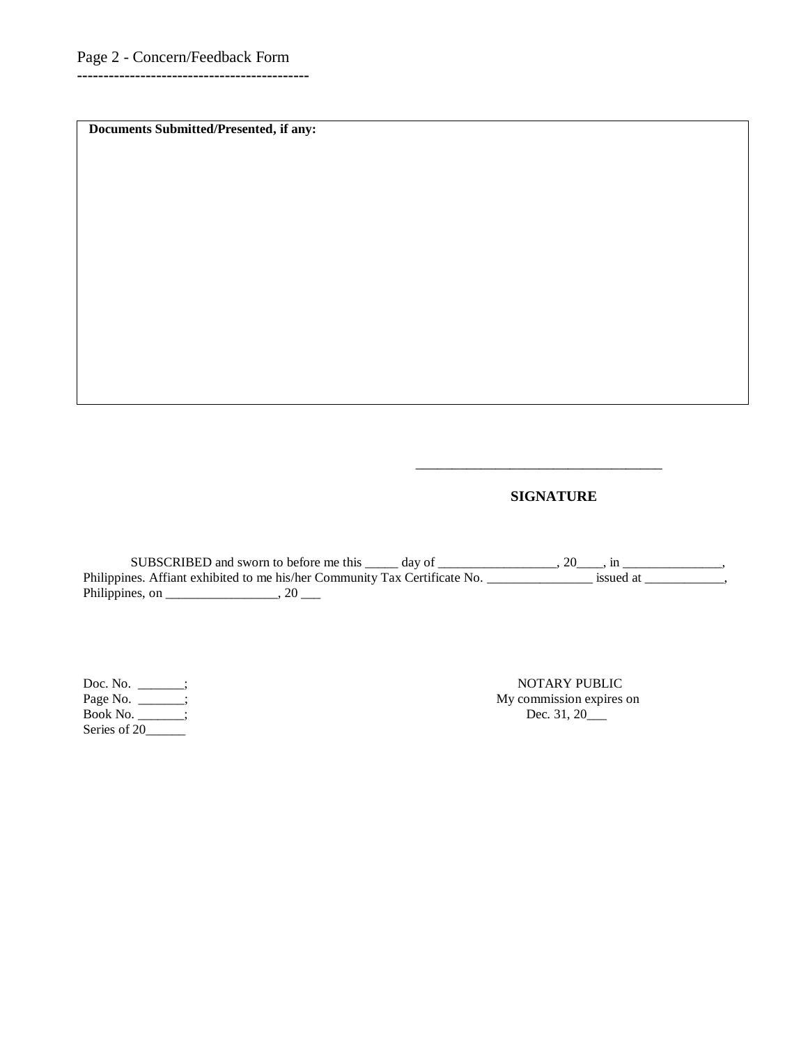**Documents Submitted/Presented, if any:**

\_\_\_\_\_\_\_\_\_\_\_\_\_\_\_\_\_\_\_\_\_\_\_\_\_\_\_\_\_\_\_\_\_\_\_\_

**SIGNATURE**

SUBSCRIBED and sworn to before me this _____ day of __________________, 20____, in _______________, Philippines. Affiant exhibited to me his/her Community Tax Certificate No. ________________ issued at ____________, Philippines, on _________________, 20 ___

Doc. No. _______;
Page No. _______;
Book No. _______;
Series of 20______

NOTARY PUBLIC
My commission expires on
Dec. 31, 20___